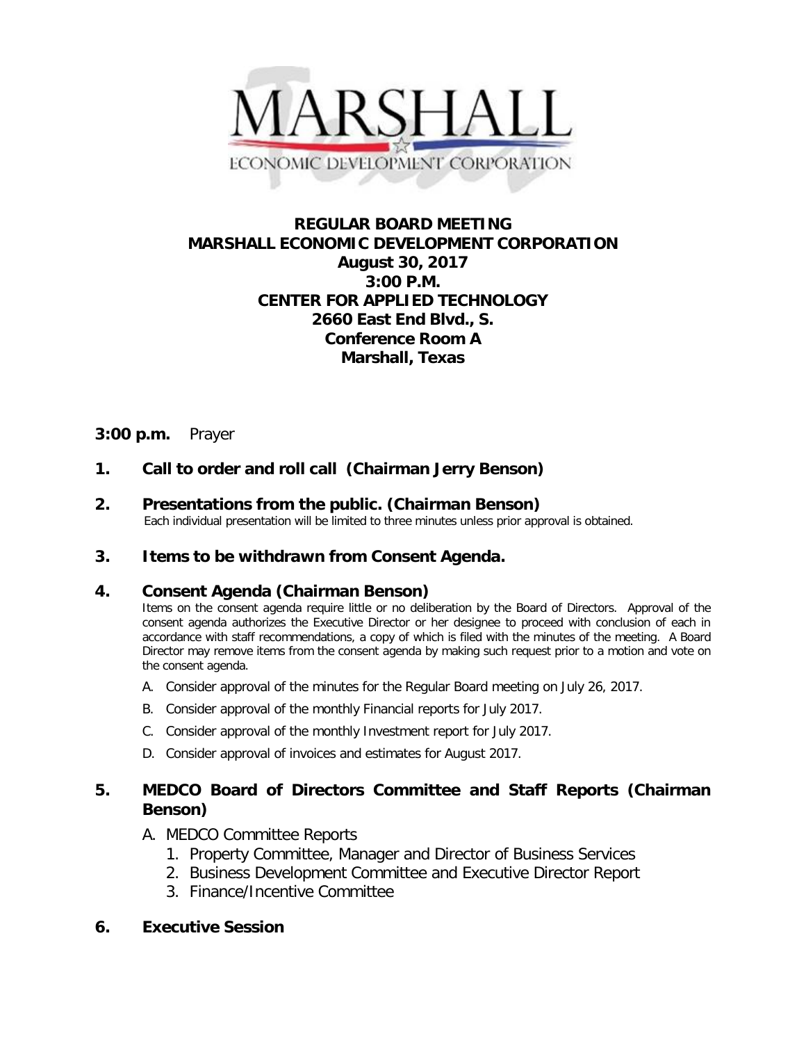MARSHALL

ECONOMIC DEVELOPMENT CORPORATION

# REGULAR BOARD MEETING
# MARSHALL ECONOMIC DEVELOPMENT CORPORATION

**August 30, 2017**
**3:00 P.M.**
**CENTER FOR APPLIED TECHNOLOGY**
**2660 East End Blvd., S.**
**Conference Room A**
**Marshall, Texas**

**3:00 p.m.** Prayer

**1. Call to order and roll call (Chairman Jerry Benson)**

**2. Presentations from the public. (Chairman Benson)**
Each individual presentation will be limited to three minutes unless prior approval is obtained.

**3. Items to be withdrawn from Consent Agenda.**

**4. Consent Agenda (Chairman Benson)**
Items on the consent agenda require little or no deliberation by the Board of Directors. Approval of the consent agenda authorizes the Executive Director or her designee to proceed with conclusion of each in accordance with staff recommendations, a copy of which is filed with the minutes of the meeting. A Board Director may remove items from the consent agenda by making such request prior to a motion and vote on the consent agenda.

A. Consider approval of the minutes for the Regular Board meeting on July 26, 2017.
B. Consider approval of the monthly Financial reports for July 2017.
C. Consider approval of the monthly Investment report for July 2017.
D. Consider approval of invoices and estimates for August 2017.

**5. MEDCO Board of Directors Committee and Staff Reports (Chairman Benson)**

A. MEDCO Committee Reports
  1. Property Committee, Manager and Director of Business Services
  2. Business Development Committee and Executive Director Report
  3. Finance/Incentive Committee

**6. Executive Session**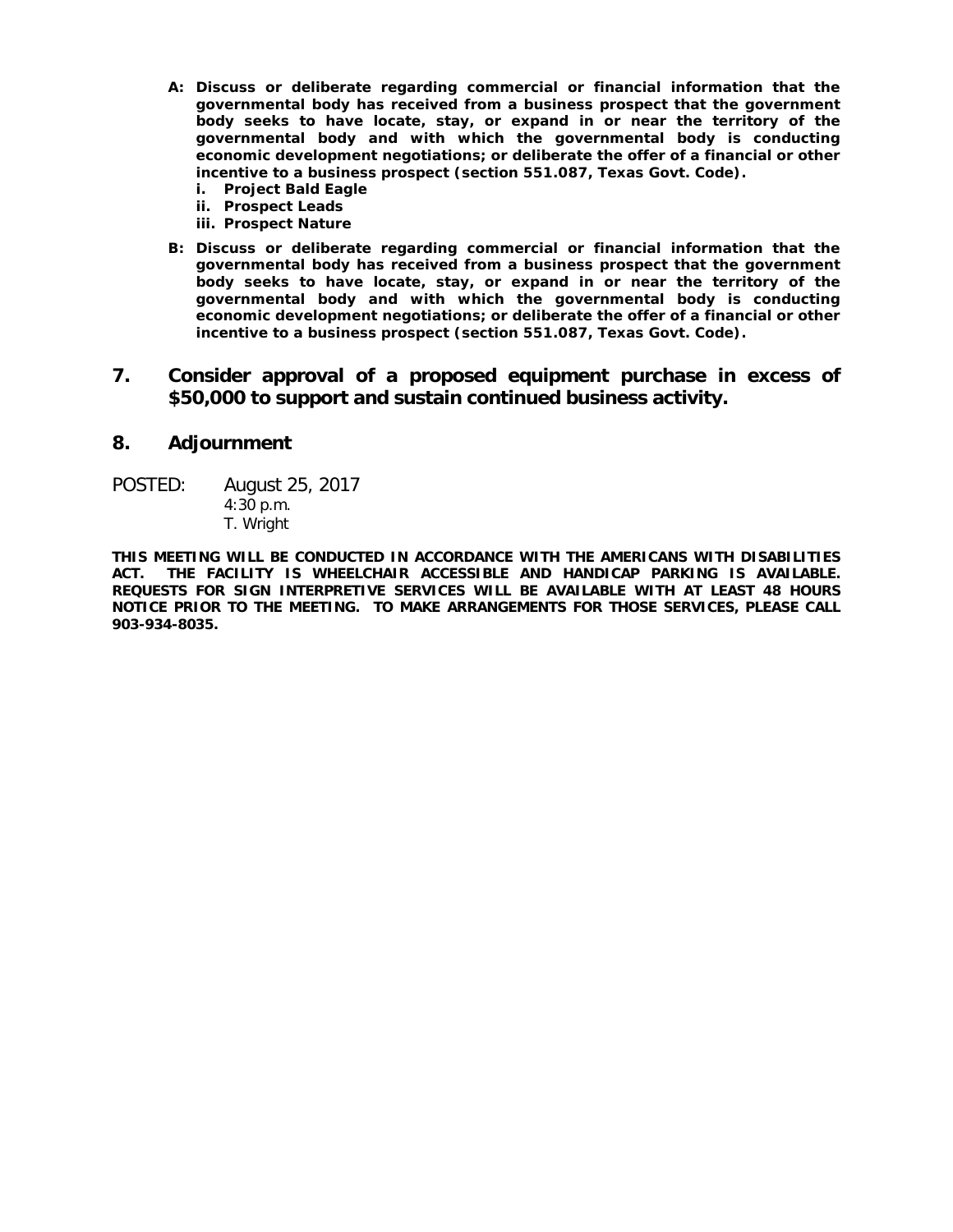**A: Discuss or deliberate regarding commercial or financial information that the governmental body has received from a business prospect that the government body seeks to have locate, stay, or expand in or near the territory of the governmental body and with which the governmental body is conducting economic development negotiations; or deliberate the offer of a financial or other incentive to a business prospect (section 551.087, Texas Govt. Code).**

   - **i. Project Bald Eagle**
   - **ii. Prospect Leads**
   - **iii. Prospect Nature**

**B: Discuss or deliberate regarding commercial or financial information that the governmental body has received from a business prospect that the government body seeks to have locate, stay, or expand in or near the territory of the governmental body and with which the governmental body is conducting economic development negotiations; or deliberate the offer of a financial or other incentive to a business prospect (section 551.087, Texas Govt. Code).**

## 7. Consider approval of a proposed equipment purchase in excess of $50,000 to support and sustain continued business activity.

## 8. Adjournment

POSTED: August 25, 2017
4:30 p.m.
T. Wright

**THIS MEETING WILL BE CONDUCTED IN ACCORDANCE WITH THE AMERICANS WITH DISABILITIES ACT. THE FACILITY IS WHEELCHAIR ACCESSIBLE AND HANDICAP PARKING IS AVAILABLE. REQUESTS FOR SIGN INTERPRETIVE SERVICES WILL BE AVAILABLE WITH AT LEAST 48 HOURS NOTICE PRIOR TO THE MEETING. TO MAKE ARRANGEMENTS FOR THOSE SERVICES, PLEASE CALL 903-934-8035.**